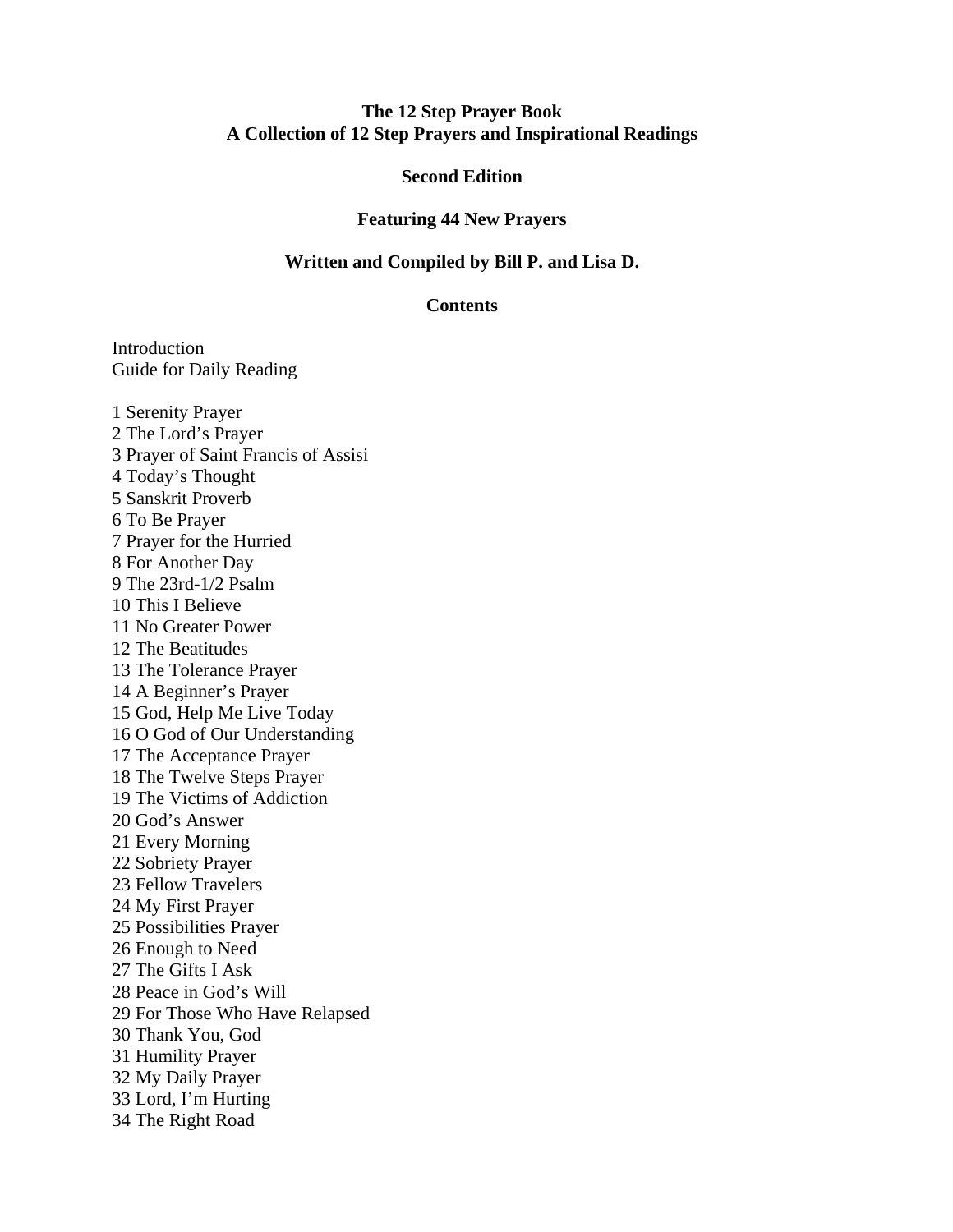# The 12 Step Prayer Book
## A Collection of 12 Step Prayers and Inspirational Readings

**Second Edition**

**Featuring 44 New Prayers**

**Written and Compiled by Bill P. and Lisa D.**

**Contents**

Introduction
Guide for Daily Reading

1 Serenity Prayer
2 The Lord's Prayer
3 Prayer of Saint Francis of Assisi
4 Today's Thought
5 Sanskrit Proverb
6 To Be Prayer
7 Prayer for the Hurried
8 For Another Day
9 The 23rd-1/2 Psalm
10 This I Believe
11 No Greater Power
12 The Beatitudes
13 The Tolerance Prayer
14 A Beginner's Prayer
15 God, Help Me Live Today
16 O God of Our Understanding
17 The Acceptance Prayer
18 The Twelve Steps Prayer
19 The Victims of Addiction
20 God's Answer
21 Every Morning
22 Sobriety Prayer
23 Fellow Travelers
24 My First Prayer
25 Possibilities Prayer
26 Enough to Need
27 The Gifts I Ask
28 Peace in God's Will
29 For Those Who Have Relapsed
30 Thank You, God
31 Humility Prayer
32 My Daily Prayer
33 Lord, I'm Hurting
34 The Right Road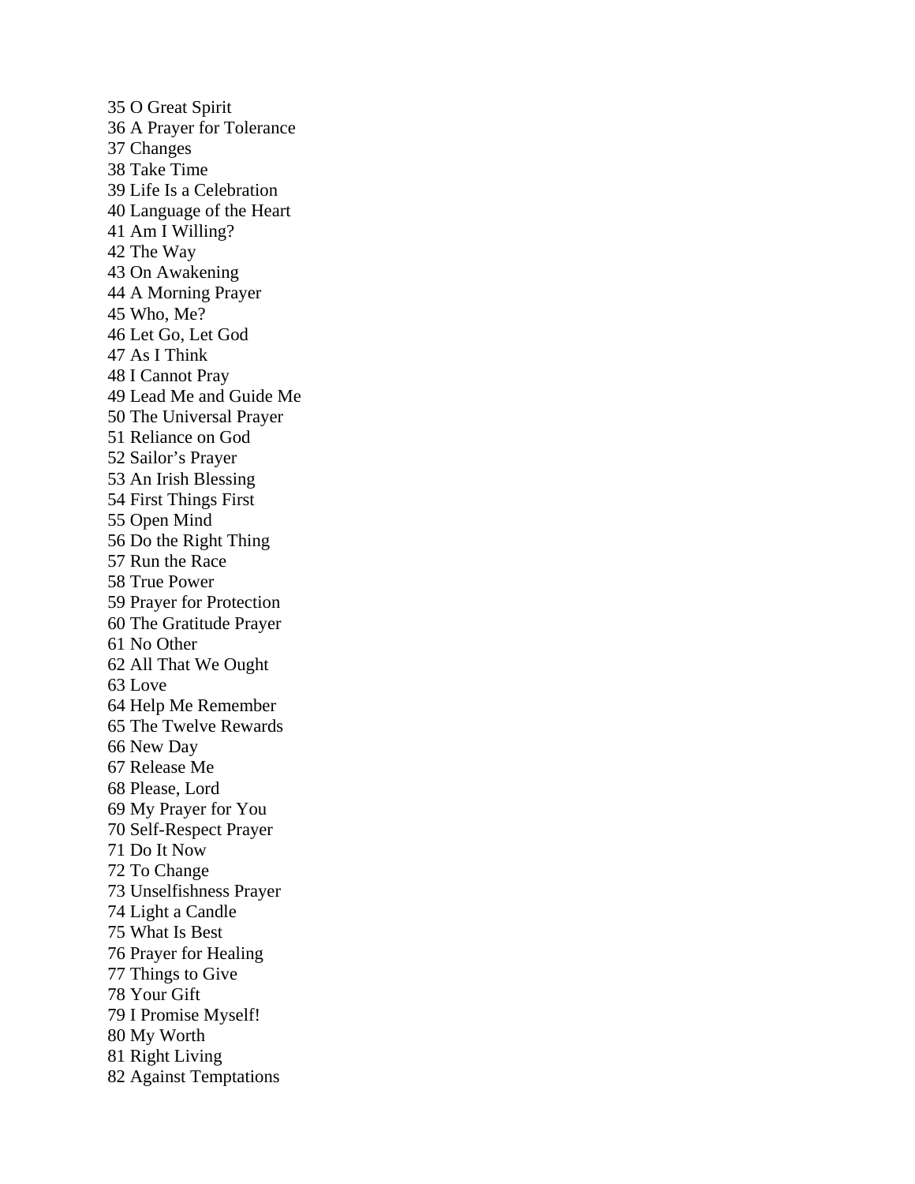35 O Great Spirit
36 A Prayer for Tolerance
37 Changes
38 Take Time
39 Life Is a Celebration
40 Language of the Heart
41 Am I Willing?
42 The Way
43 On Awakening
44 A Morning Prayer
45 Who, Me?
46 Let Go, Let God
47 As I Think
48 I Cannot Pray
49 Lead Me and Guide Me
50 The Universal Prayer
51 Reliance on God
52 Sailor's Prayer
53 An Irish Blessing
54 First Things First
55 Open Mind
56 Do the Right Thing
57 Run the Race
58 True Power
59 Prayer for Protection
60 The Gratitude Prayer
61 No Other
62 All That We Ought
63 Love
64 Help Me Remember
65 The Twelve Rewards
66 New Day
67 Release Me
68 Please, Lord
69 My Prayer for You
70 Self-Respect Prayer
71 Do It Now
72 To Change
73 Unselfishness Prayer
74 Light a Candle
75 What Is Best
76 Prayer for Healing
77 Things to Give
78 Your Gift
79 I Promise Myself!
80 My Worth
81 Right Living
82 Against Temptations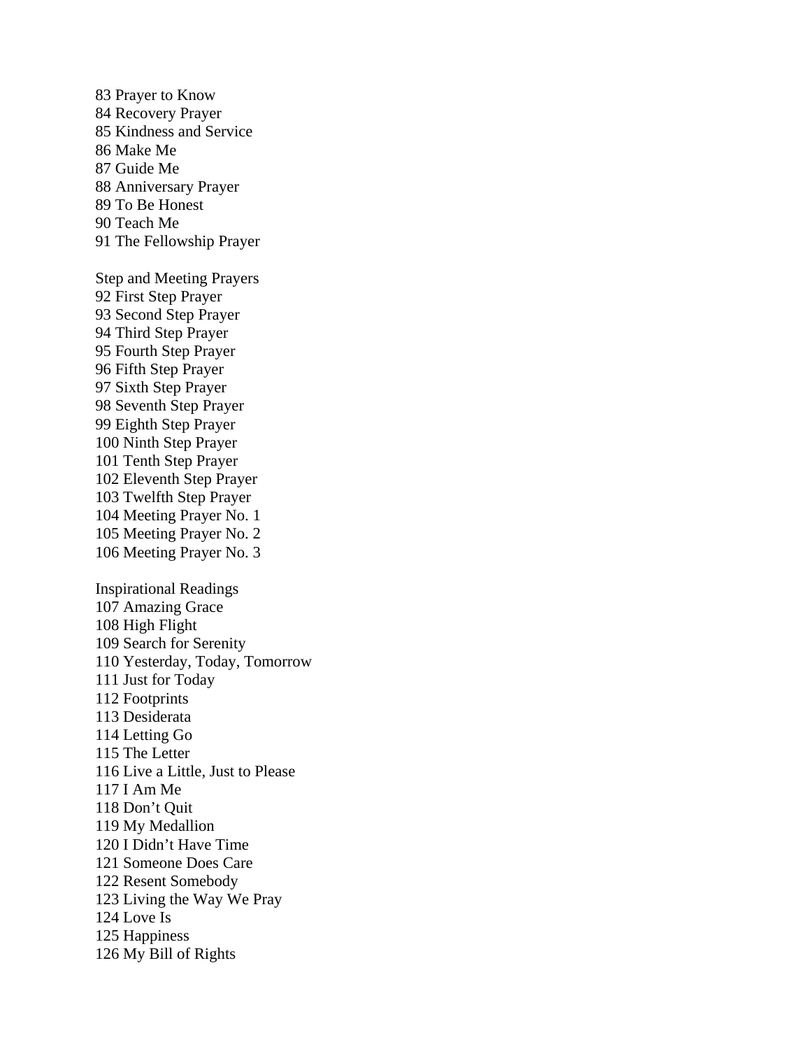83 Prayer to Know
84 Recovery Prayer
85 Kindness and Service
86 Make Me
87 Guide Me
88 Anniversary Prayer
89 To Be Honest
90 Teach Me
91 The Fellowship Prayer

Step and Meeting Prayers
92 First Step Prayer
93 Second Step Prayer
94 Third Step Prayer
95 Fourth Step Prayer
96 Fifth Step Prayer
97 Sixth Step Prayer
98 Seventh Step Prayer
99 Eighth Step Prayer
100 Ninth Step Prayer
101 Tenth Step Prayer
102 Eleventh Step Prayer
103 Twelfth Step Prayer
104 Meeting Prayer No. 1
105 Meeting Prayer No. 2
106 Meeting Prayer No. 3

Inspirational Readings
107 Amazing Grace
108 High Flight
109 Search for Serenity
110 Yesterday, Today, Tomorrow
111 Just for Today
112 Footprints
113 Desiderata
114 Letting Go
115 The Letter
116 Live a Little, Just to Please
117 I Am Me
118 Don't Quit
119 My Medallion
120 I Didn't Have Time
121 Someone Does Care
122 Resent Somebody
123 Living the Way We Pray
124 Love Is
125 Happiness
126 My Bill of Rights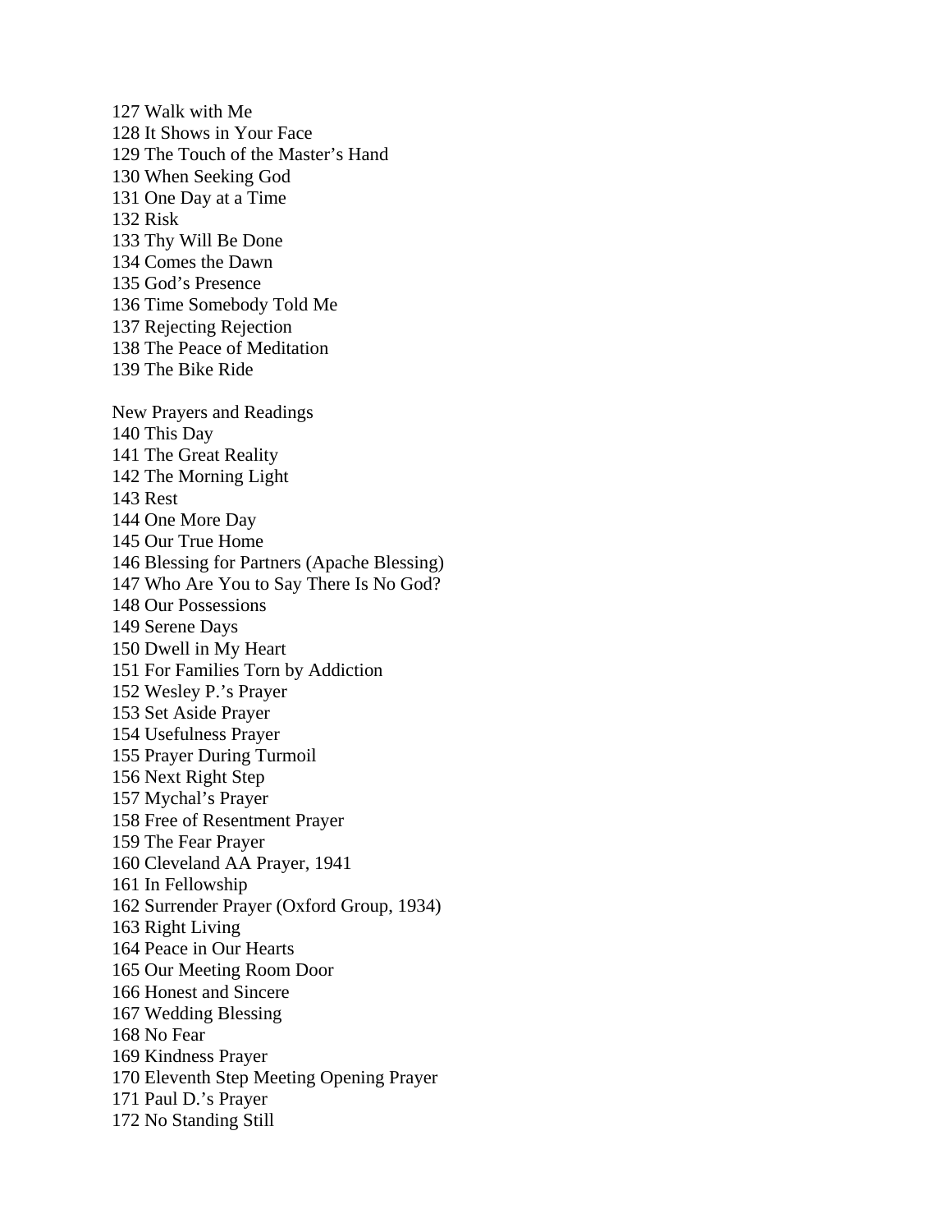127 Walk with Me
128 It Shows in Your Face
129 The Touch of the Master's Hand
130 When Seeking God
131 One Day at a Time
132 Risk
133 Thy Will Be Done
134 Comes the Dawn
135 God's Presence
136 Time Somebody Told Me
137 Rejecting Rejection
138 The Peace of Meditation
139 The Bike Ride

New Prayers and Readings
140 This Day
141 The Great Reality
142 The Morning Light
143 Rest
144 One More Day
145 Our True Home
146 Blessing for Partners (Apache Blessing)
147 Who Are You to Say There Is No God?
148 Our Possessions
149 Serene Days
150 Dwell in My Heart
151 For Families Torn by Addiction
152 Wesley P.'s Prayer
153 Set Aside Prayer
154 Usefulness Prayer
155 Prayer During Turmoil
156 Next Right Step
157 Mychal's Prayer
158 Free of Resentment Prayer
159 The Fear Prayer
160 Cleveland AA Prayer, 1941
161 In Fellowship
162 Surrender Prayer (Oxford Group, 1934)
163 Right Living
164 Peace in Our Hearts
165 Our Meeting Room Door
166 Honest and Sincere
167 Wedding Blessing
168 No Fear
169 Kindness Prayer
170 Eleventh Step Meeting Opening Prayer
171 Paul D.'s Prayer
172 No Standing Still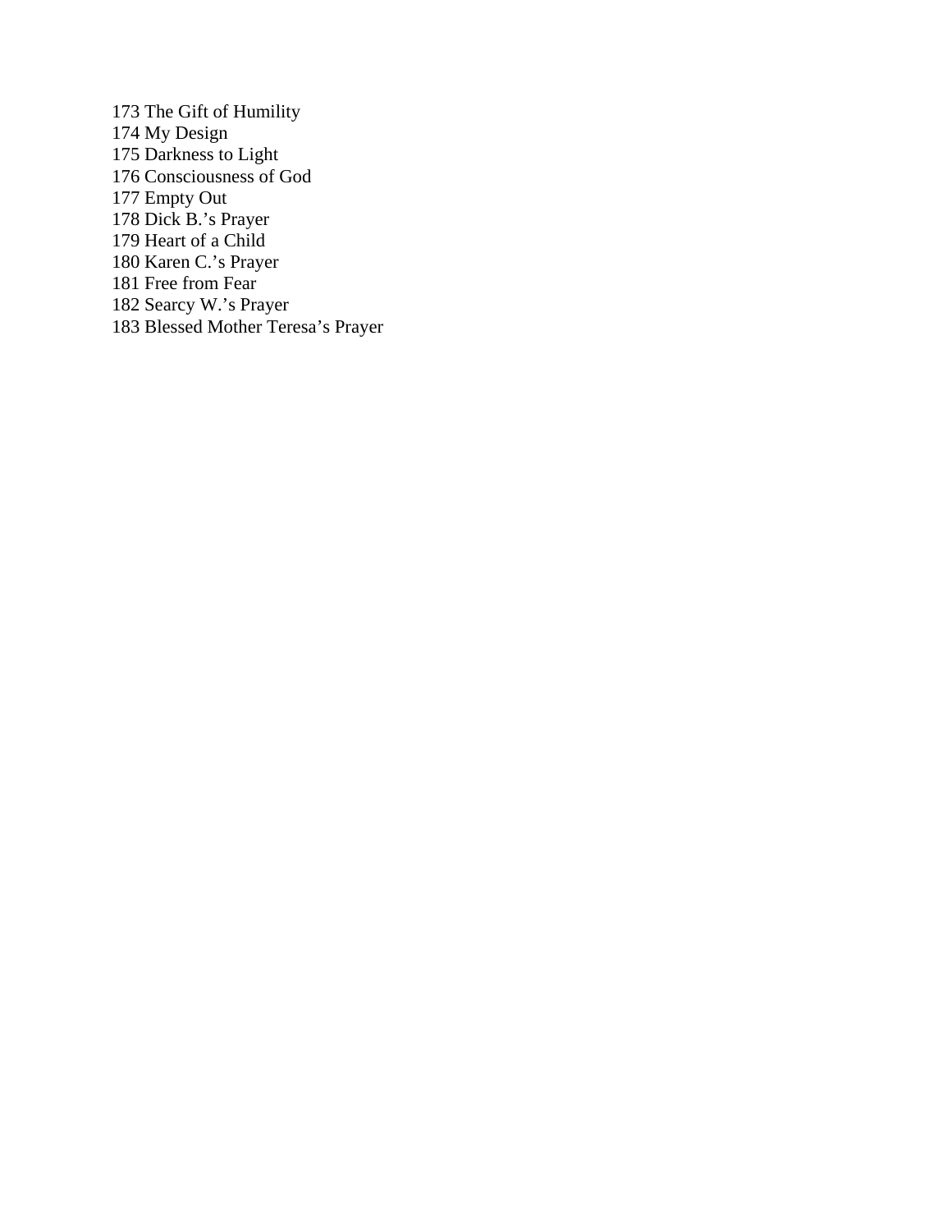173 The Gift of Humility
174 My Design
175 Darkness to Light
176 Consciousness of God
177 Empty Out
178 Dick B.'s Prayer
179 Heart of a Child
180 Karen C.'s Prayer
181 Free from Fear
182 Searcy W.'s Prayer
183 Blessed Mother Teresa's Prayer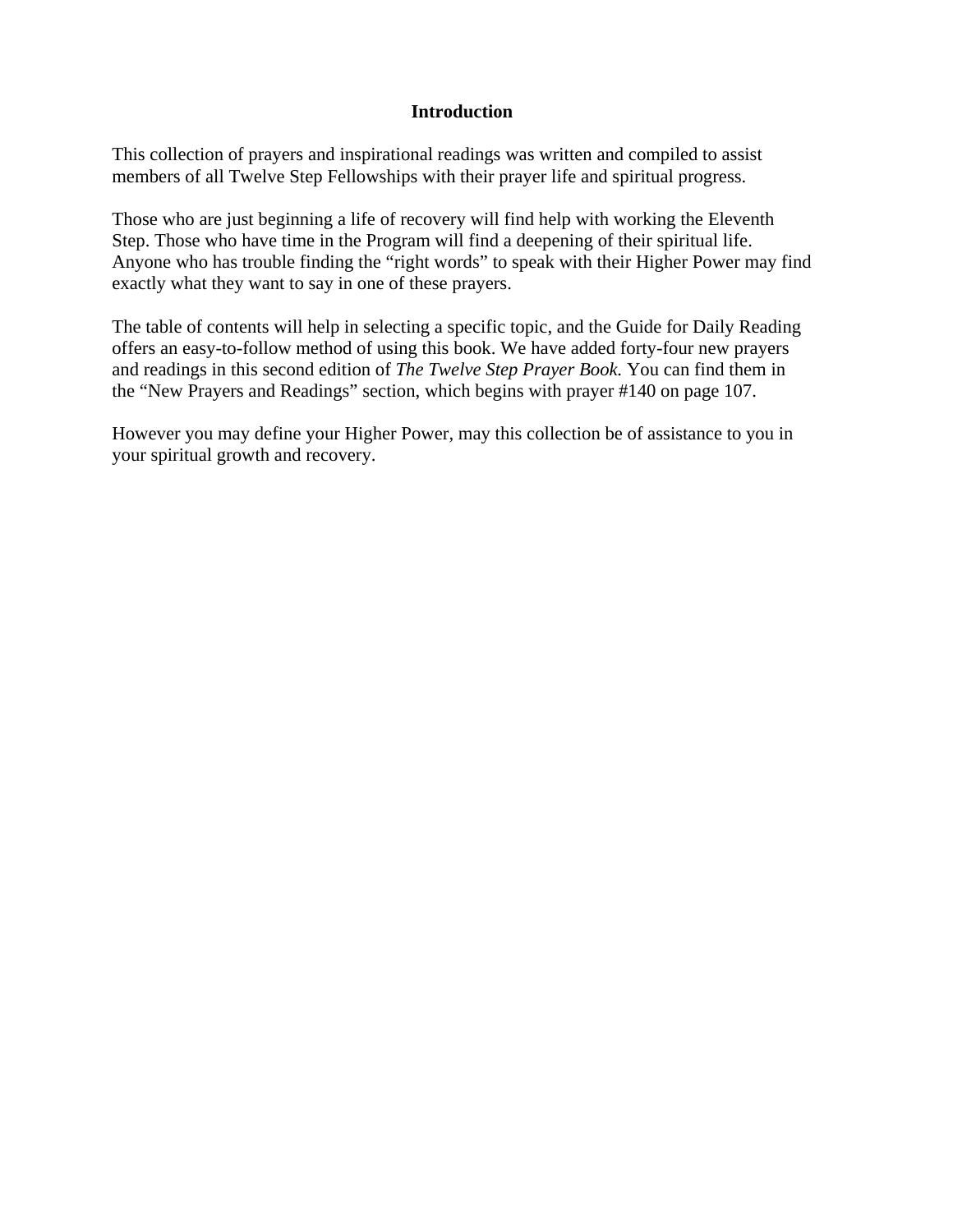# Introduction

This collection of prayers and inspirational readings was written and compiled to assist members of all Twelve Step Fellowships with their prayer life and spiritual progress.

Those who are just beginning a life of recovery will find help with working the Eleventh Step. Those who have time in the Program will find a deepening of their spiritual life. Anyone who has trouble finding the "right words" to speak with their Higher Power may find exactly what they want to say in one of these prayers.

The table of contents will help in selecting a specific topic, and the Guide for Daily Reading offers an easy-to-follow method of using this book. We have added forty-four new prayers and readings in this second edition of *The Twelve Step Prayer Book.* You can find them in the "New Prayers and Readings" section, which begins with prayer #140 on page 107.

However you may define your Higher Power, may this collection be of assistance to you in your spiritual growth and recovery.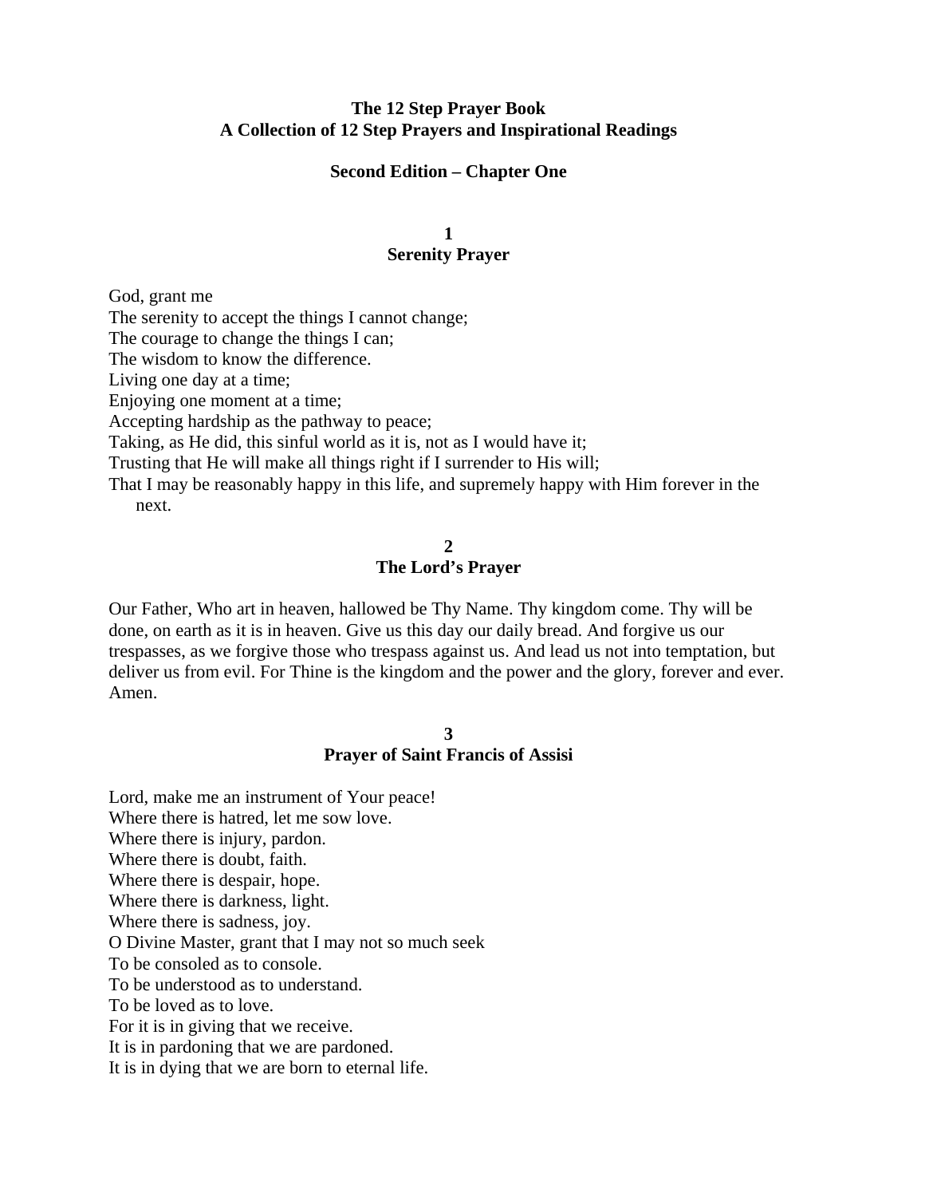**The 12 Step Prayer Book**
**A Collection of 12 Step Prayers and Inspirational Readings**

**Second Edition – Chapter One**

## 1
## Serenity Prayer

God, grant me
The serenity to accept the things I cannot change;
The courage to change the things I can;
The wisdom to know the difference.
Living one day at a time;
Enjoying one moment at a time;
Accepting hardship as the pathway to peace;
Taking, as He did, this sinful world as it is, not as I would have it;
Trusting that He will make all things right if I surrender to His will;
That I may be reasonably happy in this life, and supremely happy with Him forever in the next.

## 2
## The Lord's Prayer

Our Father, Who art in heaven, hallowed be Thy Name. Thy kingdom come. Thy will be done, on earth as it is in heaven. Give us this day our daily bread. And forgive us our trespasses, as we forgive those who trespass against us. And lead us not into temptation, but deliver us from evil. For Thine is the kingdom and the power and the glory, forever and ever. Amen.

## 3
## Prayer of Saint Francis of Assisi

Lord, make me an instrument of Your peace!
Where there is hatred, let me sow love.
Where there is injury, pardon.
Where there is doubt, faith.
Where there is despair, hope.
Where there is darkness, light.
Where there is sadness, joy.
O Divine Master, grant that I may not so much seek
To be consoled as to console.
To be understood as to understand.
To be loved as to love.
For it is in giving that we receive.
It is in pardoning that we are pardoned.
It is in dying that we are born to eternal life.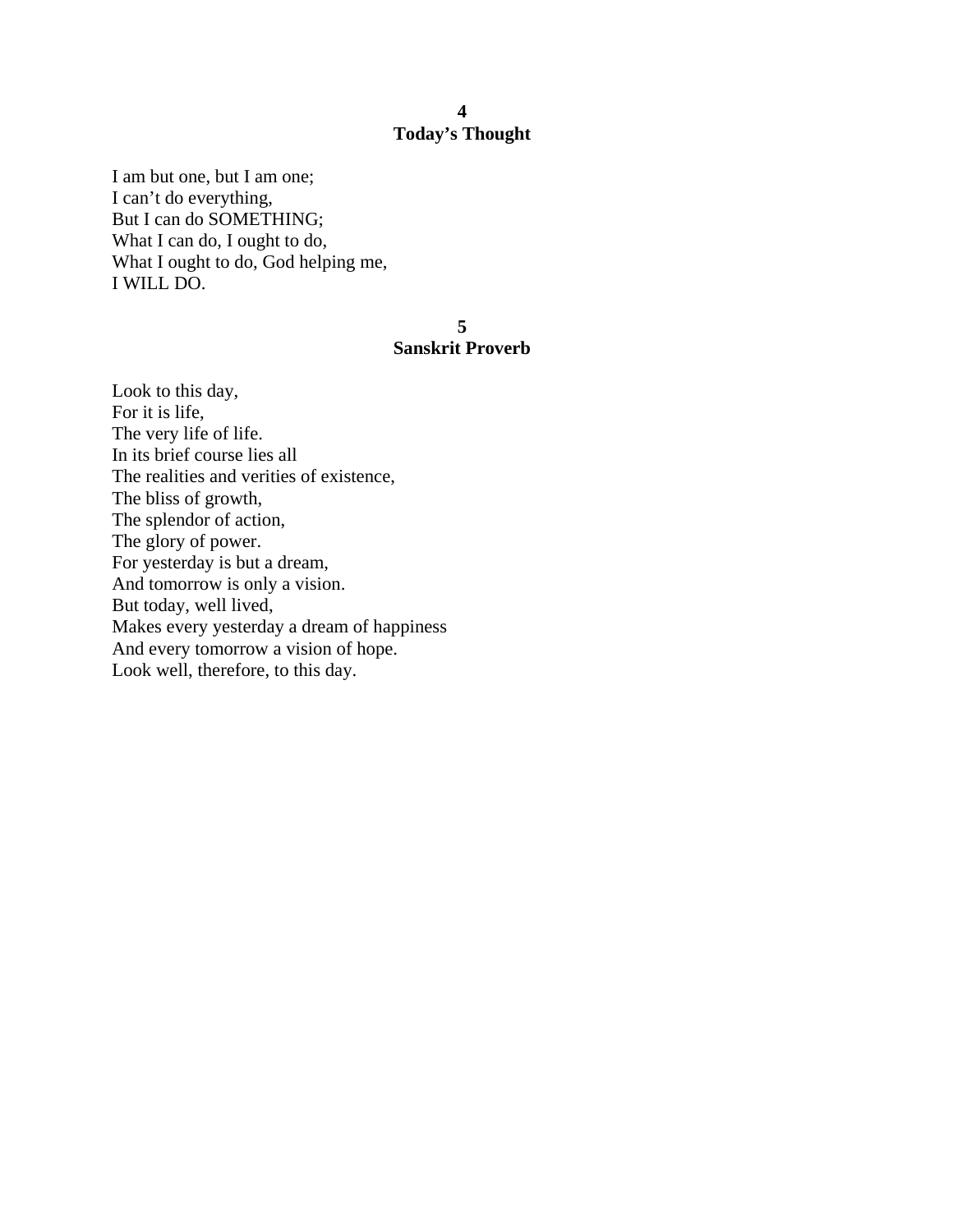## 4
## Today's Thought

I am but one, but I am one;
I can't do everything,
But I can do SOMETHING;
What I can do, I ought to do,
What I ought to do, God helping me,
I WILL DO.

## 5
## Sanskrit Proverb

Look to this day,
For it is life,
The very life of life.
In its brief course lies all
The realities and verities of existence,
The bliss of growth,
The splendor of action,
The glory of power.
For yesterday is but a dream,
And tomorrow is only a vision.
But today, well lived,
Makes every yesterday a dream of happiness
And every tomorrow a vision of hope.
Look well, therefore, to this day.